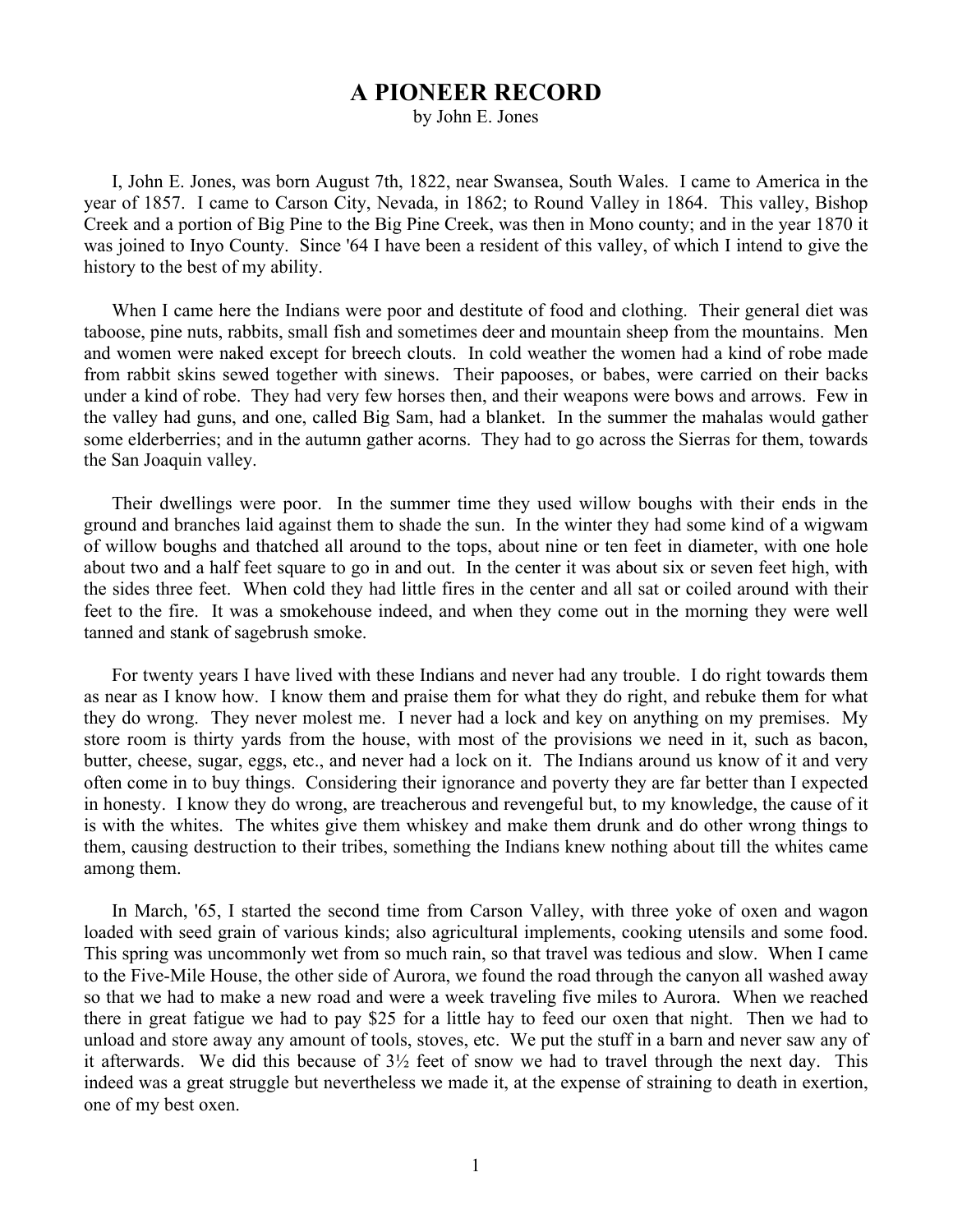# A PIONEER RECORD

by John E. Jones

I, John E. Jones, was born August 7th, 1822, near Swansea, South Wales. I came to America in the year of 1857. I came to Carson City, Nevada, in 1862; to Round Valley in 1864. This valley, Bishop Creek and a portion of Big Pine to the Big Pine Creek, was then in Mono county; and in the year 1870 it was joined to Inyo County. Since '64 I have been a resident of this valley, of which I intend to give the history to the best of my ability.

When I came here the Indians were poor and destitute of food and clothing. Their general diet was taboose, pine nuts, rabbits, small fish and sometimes deer and mountain sheep from the mountains. Men and women were naked except for breech clouts. In cold weather the women had a kind of robe made from rabbit skins sewed together with sinews. Their papooses, or babes, were carried on their backs under a kind of robe. They had very few horses then, and their weapons were bows and arrows. Few in the valley had guns, and one, called Big Sam, had a blanket. In the summer the mahalas would gather some elderberries; and in the autumn gather acorns. They had to go across the Sierras for them, towards the San Joaquin valley.

Their dwellings were poor. In the summer time they used willow boughs with their ends in the ground and branches laid against them to shade the sun. In the winter they had some kind of a wigwam of willow boughs and thatched all around to the tops, about nine or ten feet in diameter, with one hole about two and a half feet square to go in and out. In the center it was about six or seven feet high, with the sides three feet. When cold they had little fires in the center and all sat or coiled around with their feet to the fire. It was a smokehouse indeed, and when they come out in the morning they were well tanned and stank of sagebrush smoke.

For twenty years I have lived with these Indians and never had any trouble. I do right towards them as near as I know how. I know them and praise them for what they do right, and rebuke them for what they do wrong. They never molest me. I never had a lock and key on anything on my premises. My store room is thirty yards from the house, with most of the provisions we need in it, such as bacon, butter, cheese, sugar, eggs, etc., and never had a lock on it. The Indians around us know of it and very often come in to buy things. Considering their ignorance and poverty they are far better than I expected in honesty. I know they do wrong, are treacherous and revengeful but, to my knowledge, the cause of it is with the whites. The whites give them whiskey and make them drunk and do other wrong things to them, causing destruction to their tribes, something the Indians knew nothing about till the whites came among them.

In March, '65, I started the second time from Carson Valley, with three yoke of oxen and wagon loaded with seed grain of various kinds; also agricultural implements, cooking utensils and some food. This spring was uncommonly wet from so much rain, so that travel was tedious and slow. When I came to the Five-Mile House, the other side of Aurora, we found the road through the canyon all washed away so that we had to make a new road and were a week traveling five miles to Aurora. When we reached there in great fatigue we had to pay $25 for a little hay to feed our oxen that night. Then we had to unload and store away any amount of tools, stoves, etc. We put the stuff in a barn and never saw any of it afterwards. We did this because of 3½ feet of snow we had to travel through the next day. This indeed was a great struggle but nevertheless we made it, at the expense of straining to death in exertion, one of my best oxen.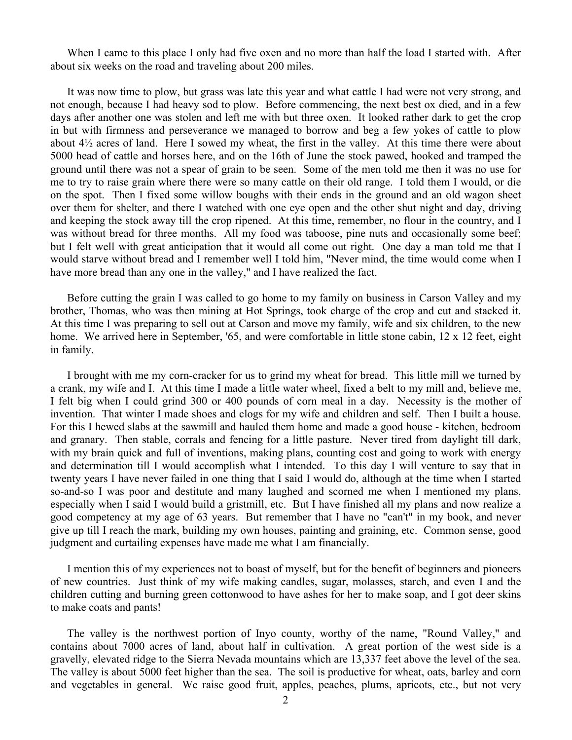When I came to this place I only had five oxen and no more than half the load I started with. After about six weeks on the road and traveling about 200 miles.

It was now time to plow, but grass was late this year and what cattle I had were not very strong, and not enough, because I had heavy sod to plow. Before commencing, the next best ox died, and in a few days after another one was stolen and left me with but three oxen. It looked rather dark to get the crop in but with firmness and perseverance we managed to borrow and beg a few yokes of cattle to plow about 4½ acres of land. Here I sowed my wheat, the first in the valley. At this time there were about 5000 head of cattle and horses here, and on the 16th of June the stock pawed, hooked and tramped the ground until there was not a spear of grain to be seen. Some of the men told me then it was no use for me to try to raise grain where there were so many cattle on their old range. I told them I would, or die on the spot. Then I fixed some willow boughs with their ends in the ground and an old wagon sheet over them for shelter, and there I watched with one eye open and the other shut night and day, driving and keeping the stock away till the crop ripened. At this time, remember, no flour in the country, and I was without bread for three months. All my food was taboose, pine nuts and occasionally some beef; but I felt well with great anticipation that it would all come out right. One day a man told me that I would starve without bread and I remember well I told him, "Never mind, the time would come when I have more bread than any one in the valley," and I have realized the fact.

Before cutting the grain I was called to go home to my family on business in Carson Valley and my brother, Thomas, who was then mining at Hot Springs, took charge of the crop and cut and stacked it. At this time I was preparing to sell out at Carson and move my family, wife and six children, to the new home. We arrived here in September, '65, and were comfortable in little stone cabin, 12 x 12 feet, eight in family.

I brought with me my corn-cracker for us to grind my wheat for bread. This little mill we turned by a crank, my wife and I. At this time I made a little water wheel, fixed a belt to my mill and, believe me, I felt big when I could grind 300 or 400 pounds of corn meal in a day. Necessity is the mother of invention. That winter I made shoes and clogs for my wife and children and self. Then I built a house. For this I hewed slabs at the sawmill and hauled them home and made a good house - kitchen, bedroom and granary. Then stable, corrals and fencing for a little pasture. Never tired from daylight till dark, with my brain quick and full of inventions, making plans, counting cost and going to work with energy and determination till I would accomplish what I intended. To this day I will venture to say that in twenty years I have never failed in one thing that I said I would do, although at the time when I started so-and-so I was poor and destitute and many laughed and scorned me when I mentioned my plans, especially when I said I would build a gristmill, etc. But I have finished all my plans and now realize a good competency at my age of 63 years. But remember that I have no "can't" in my book, and never give up till I reach the mark, building my own houses, painting and graining, etc. Common sense, good judgment and curtailing expenses have made me what I am financially.

I mention this of my experiences not to boast of myself, but for the benefit of beginners and pioneers of new countries. Just think of my wife making candles, sugar, molasses, starch, and even I and the children cutting and burning green cottonwood to have ashes for her to make soap, and I got deer skins to make coats and pants!

The valley is the northwest portion of Inyo county, worthy of the name, "Round Valley," and contains about 7000 acres of land, about half in cultivation. A great portion of the west side is a gravelly, elevated ridge to the Sierra Nevada mountains which are 13,337 feet above the level of the sea. The valley is about 5000 feet higher than the sea. The soil is productive for wheat, oats, barley and corn and vegetables in general. We raise good fruit, apples, peaches, plums, apricots, etc., but not very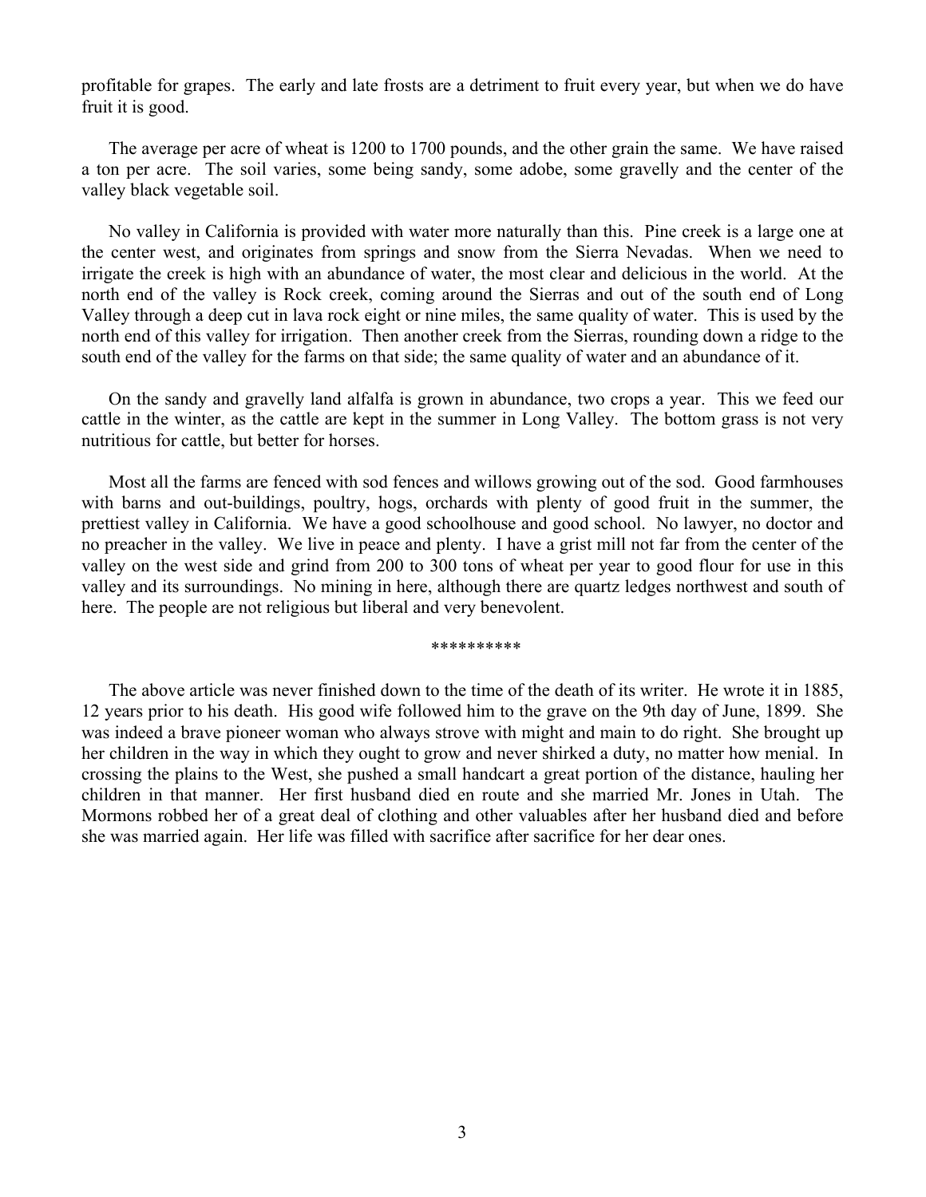profitable for grapes. The early and late frosts are a detriment to fruit every year, but when we do have fruit it is good.

The average per acre of wheat is 1200 to 1700 pounds, and the other grain the same. We have raised a ton per acre. The soil varies, some being sandy, some adobe, some gravelly and the center of the valley black vegetable soil.

No valley in California is provided with water more naturally than this. Pine creek is a large one at the center west, and originates from springs and snow from the Sierra Nevadas. When we need to irrigate the creek is high with an abundance of water, the most clear and delicious in the world. At the north end of the valley is Rock creek, coming around the Sierras and out of the south end of Long Valley through a deep cut in lava rock eight or nine miles, the same quality of water. This is used by the north end of this valley for irrigation. Then another creek from the Sierras, rounding down a ridge to the south end of the valley for the farms on that side; the same quality of water and an abundance of it.

On the sandy and gravelly land alfalfa is grown in abundance, two crops a year. This we feed our cattle in the winter, as the cattle are kept in the summer in Long Valley. The bottom grass is not very nutritious for cattle, but better for horses.

Most all the farms are fenced with sod fences and willows growing out of the sod. Good farmhouses with barns and out-buildings, poultry, hogs, orchards with plenty of good fruit in the summer, the prettiest valley in California. We have a good schoolhouse and good school. No lawyer, no doctor and no preacher in the valley. We live in peace and plenty. I have a grist mill not far from the center of the valley on the west side and grind from 200 to 300 tons of wheat per year to good flour for use in this valley and its surroundings. No mining in here, although there are quartz ledges northwest and south of here. The people are not religious but liberal and very benevolent.

**********

The above article was never finished down to the time of the death of its writer. He wrote it in 1885, 12 years prior to his death. His good wife followed him to the grave on the 9th day of June, 1899. She was indeed a brave pioneer woman who always strove with might and main to do right. She brought up her children in the way in which they ought to grow and never shirked a duty, no matter how menial. In crossing the plains to the West, she pushed a small handcart a great portion of the distance, hauling her children in that manner. Her first husband died en route and she married Mr. Jones in Utah. The Mormons robbed her of a great deal of clothing and other valuables after her husband died and before she was married again. Her life was filled with sacrifice after sacrifice for her dear ones.